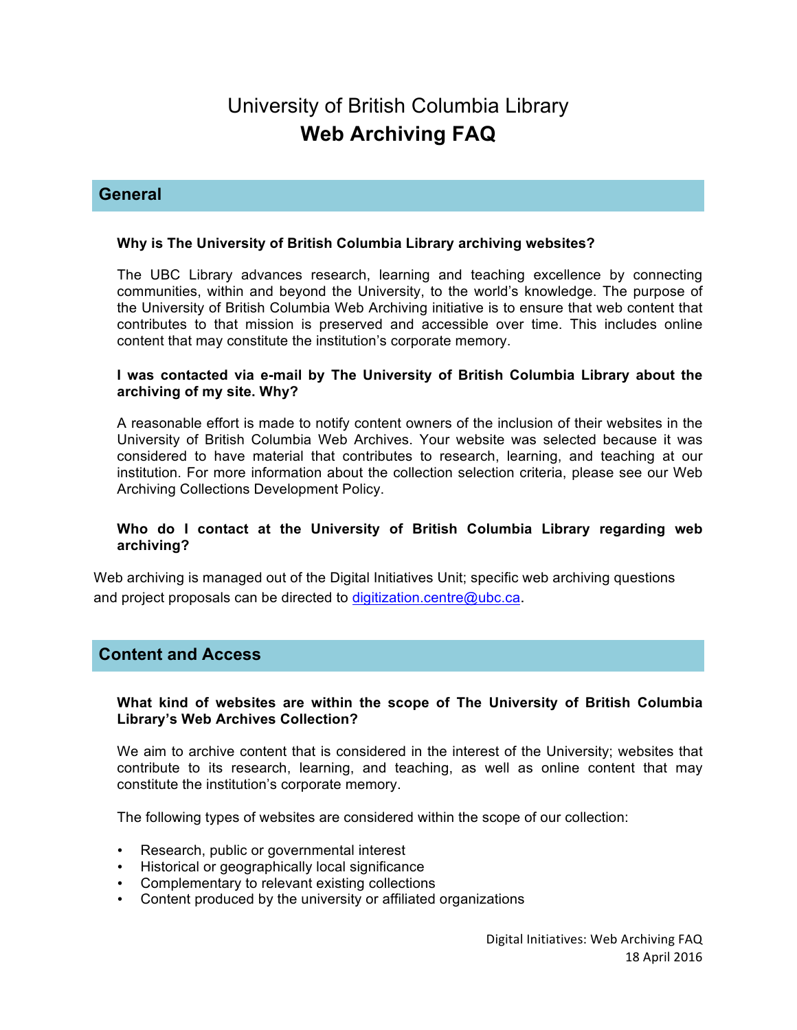# University of British Columbia Library
# **Web Archiving FAQ**

## General

**Why is The University of British Columbia Library archiving websites?**

The UBC Library advances research, learning and teaching excellence by connecting communities, within and beyond the University, to the world's knowledge. The purpose of the University of British Columbia Web Archiving initiative is to ensure that web content that contributes to that mission is preserved and accessible over time. This includes online content that may constitute the institution's corporate memory.

**I was contacted via e-mail by The University of British Columbia Library about the archiving of my site. Why?**

A reasonable effort is made to notify content owners of the inclusion of their websites in the University of British Columbia Web Archives. Your website was selected because it was considered to have material that contributes to research, learning, and teaching at our institution. For more information about the collection selection criteria, please see our Web Archiving Collections Development Policy.

**Who do I contact at the University of British Columbia Library regarding web archiving?**

Web archiving is managed out of the Digital Initiatives Unit; specific web archiving questions and project proposals can be directed to [digitization.centre@ubc.ca](mailto:digitization.centre@ubc.ca).

## Content and Access

**What kind of websites are within the scope of The University of British Columbia Library's Web Archives Collection?**

We aim to archive content that is considered in the interest of the University; websites that contribute to its research, learning, and teaching, as well as online content that may constitute the institution's corporate memory.

The following types of websites are considered within the scope of our collection:

- Research, public or governmental interest
- Historical or geographically local significance
- Complementary to relevant existing collections
- Content produced by the university or affiliated organizations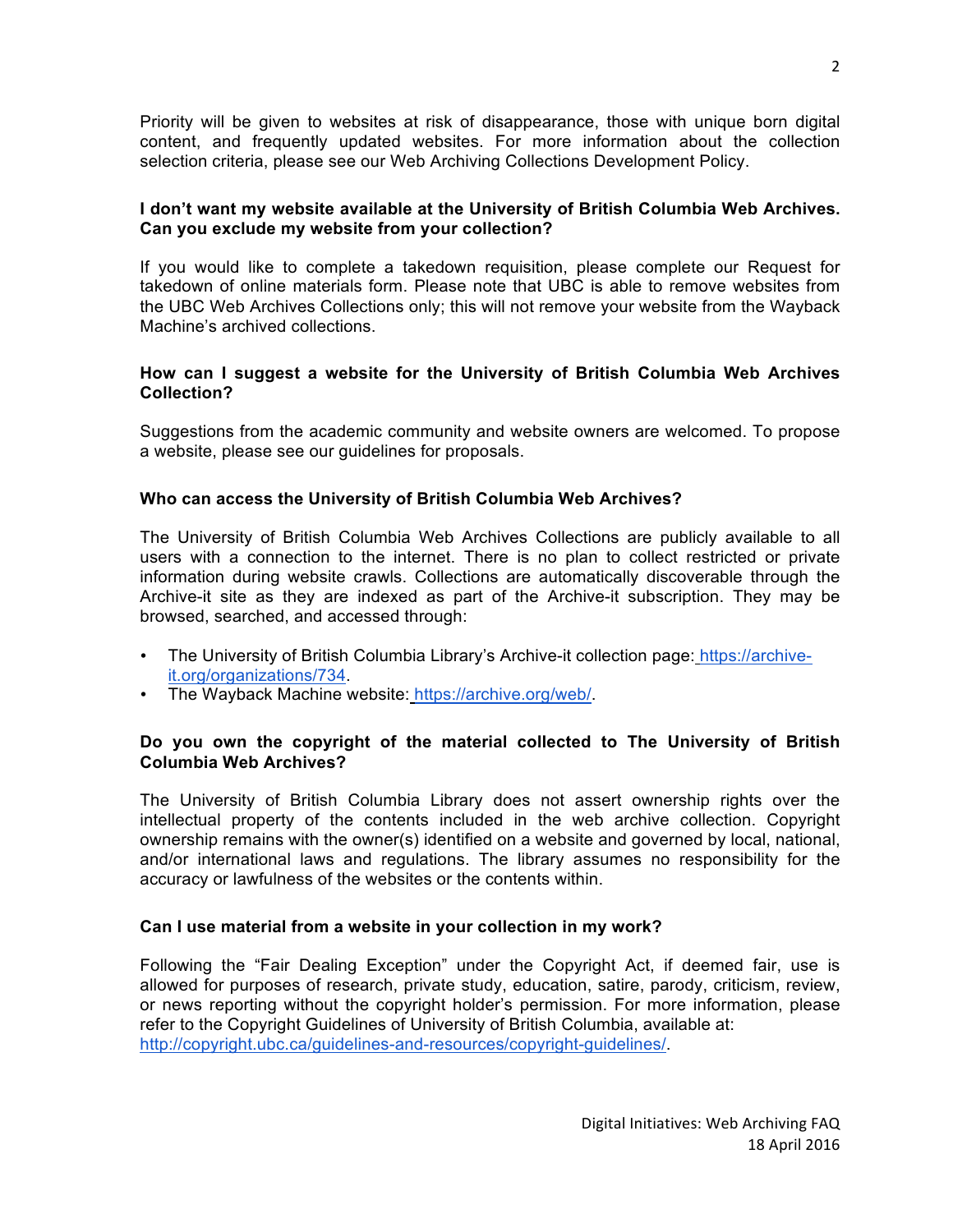Priority will be given to websites at risk of disappearance, those with unique born digital content, and frequently updated websites. For more information about the collection selection criteria, please see our Web Archiving Collections Development Policy.

**I don't want my website available at the University of British Columbia Web Archives. Can you exclude my website from your collection?**

If you would like to complete a takedown requisition, please complete our Request for takedown of online materials form. Please note that UBC is able to remove websites from the UBC Web Archives Collections only; this will not remove your website from the Wayback Machine's archived collections.

**How can I suggest a website for the University of British Columbia Web Archives Collection?**

Suggestions from the academic community and website owners are welcomed. To propose a website, please see our guidelines for proposals.

**Who can access the University of British Columbia Web Archives?**

The University of British Columbia Web Archives Collections are publicly available to all users with a connection to the internet. There is no plan to collect restricted or private information during website crawls. Collections are automatically discoverable through the Archive-it site as they are indexed as part of the Archive-it subscription. They may be browsed, searched, and accessed through:

- The University of British Columbia Library's Archive-it collection page: https://archive-it.org/organizations/734.
- The Wayback Machine website: https://archive.org/web/.

**Do you own the copyright of the material collected to The University of British Columbia Web Archives?**

The University of British Columbia Library does not assert ownership rights over the intellectual property of the contents included in the web archive collection. Copyright ownership remains with the owner(s) identified on a website and governed by local, national, and/or international laws and regulations. The library assumes no responsibility for the accuracy or lawfulness of the websites or the contents within.

**Can I use material from a website in your collection in my work?**

Following the "Fair Dealing Exception" under the Copyright Act, if deemed fair, use is allowed for purposes of research, private study, education, satire, parody, criticism, review, or news reporting without the copyright holder's permission. For more information, please refer to the Copyright Guidelines of University of British Columbia, available at: http://copyright.ubc.ca/guidelines-and-resources/copyright-guidelines/.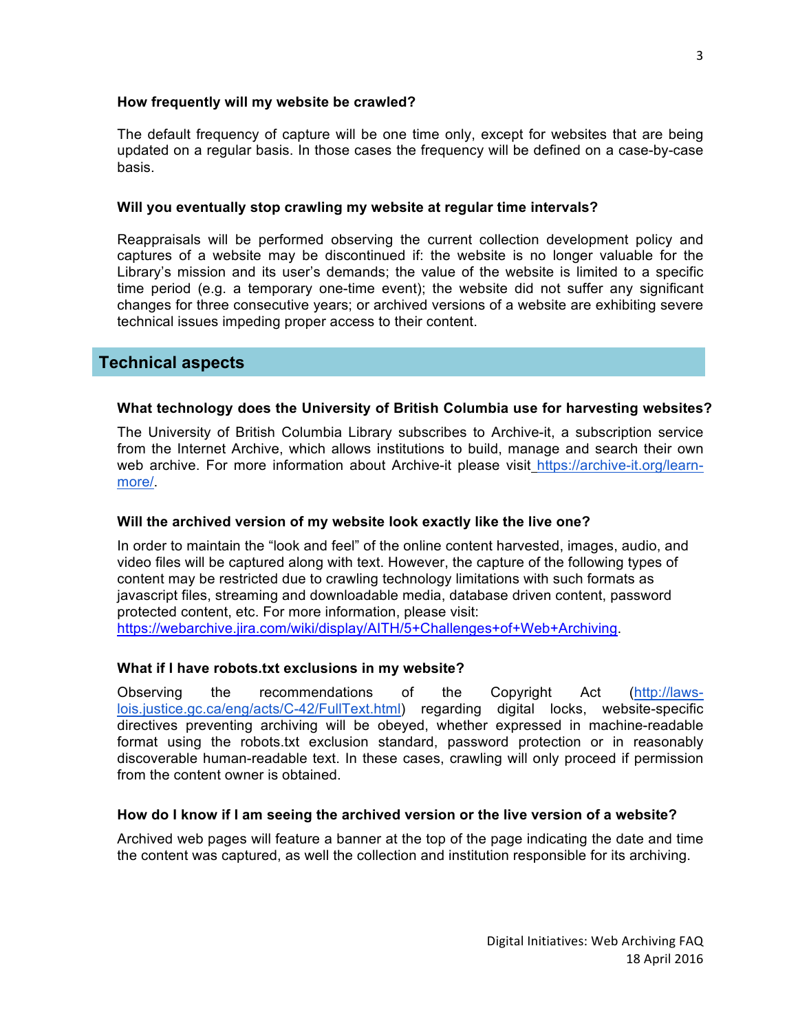### How frequently will my website be crawled?

The default frequency of capture will be one time only, except for websites that are being updated on a regular basis. In those cases the frequency will be defined on a case-by-case basis.

### Will you eventually stop crawling my website at regular time intervals?

Reappraisals will be performed observing the current collection development policy and captures of a website may be discontinued if: the website is no longer valuable for the Library's mission and its user's demands; the value of the website is limited to a specific time period (e.g. a temporary one-time event); the website did not suffer any significant changes for three consecutive years; or archived versions of a website are exhibiting severe technical issues impeding proper access to their content.

## Technical aspects

### What technology does the University of British Columbia use for harvesting websites?

The University of British Columbia Library subscribes to Archive-it, a subscription service from the Internet Archive, which allows institutions to build, manage and search their own web archive. For more information about Archive-it please visit [https://archive-it.org/learn-more/](https://archive-it.org/learn-more/).

### Will the archived version of my website look exactly like the live one?

In order to maintain the "look and feel" of the online content harvested, images, audio, and video files will be captured along with text. However, the capture of the following types of content may be restricted due to crawling technology limitations with such formats as javascript files, streaming and downloadable media, database driven content, password protected content, etc. For more information, please visit: [https://webarchive.jira.com/wiki/display/AITH/5+Challenges+of+Web+Archiving](https://webarchive.jira.com/wiki/display/AITH/5+Challenges+of+Web+Archiving).

### What if I have robots.txt exclusions in my website?

Observing the recommendations of the Copyright Act ([http://laws-lois.justice.gc.ca/eng/acts/C-42/FullText.html](http://laws-lois.justice.gc.ca/eng/acts/C-42/FullText.html)) regarding digital locks, website-specific directives preventing archiving will be obeyed, whether expressed in machine-readable format using the robots.txt exclusion standard, password protection or in reasonably discoverable human-readable text. In these cases, crawling will only proceed if permission from the content owner is obtained.

### How do I know if I am seeing the archived version or the live version of a website?

Archived web pages will feature a banner at the top of the page indicating the date and time the content was captured, as well the collection and institution responsible for its archiving.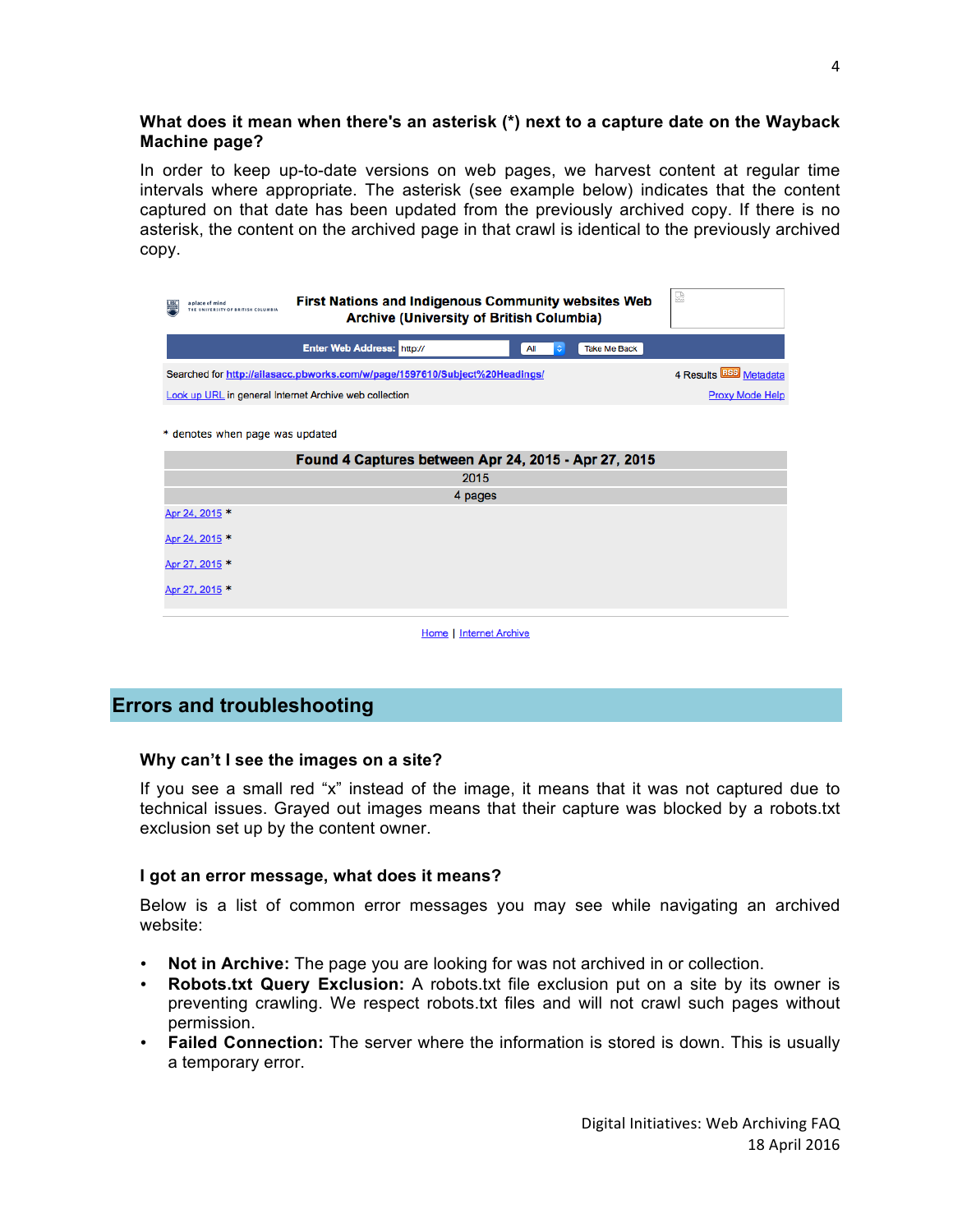### What does it mean when there's an asterisk (*) next to a capture date on the Wayback Machine page?

In order to keep up-to-date versions on web pages, we harvest content at regular time intervals where appropriate. The asterisk (see example below) indicates that the content captured on that date has been updated from the previously archived copy. If there is no asterisk, the content on the archived page in that crawl is identical to the previously archived copy.

First Nations and Indigenous Community websites Web Archive (University of British Columbia)

Enter Web Address: http:// All Take Me Back

Searched for http://allasacc.pbworks.com/w/page/1597610/Subject%20Headings/ 4 Results RSS Metadata

Look up URL in general Internet Archive web collection Proxy Mode Help

* denotes when page was updated

Found 4 Captures between Apr 24, 2015 - Apr 27, 2015

2015

4 pages

Apr 24, 2015 *

Apr 24, 2015 *

Apr 27, 2015 *

Apr 27, 2015 *

Home | Internet Archive

## Errors and troubleshooting

### Why can't I see the images on a site?

If you see a small red "x" instead of the image, it means that it was not captured due to technical issues. Grayed out images means that their capture was blocked by a robots.txt exclusion set up by the content owner.

### I got an error message, what does it means?

Below is a list of common error messages you may see while navigating an archived website:

- **Not in Archive:** The page you are looking for was not archived in or collection.
- **Robots.txt Query Exclusion:** A robots.txt file exclusion put on a site by its owner is preventing crawling. We respect robots.txt files and will not crawl such pages without permission.
- **Failed Connection:** The server where the information is stored is down. This is usually a temporary error.